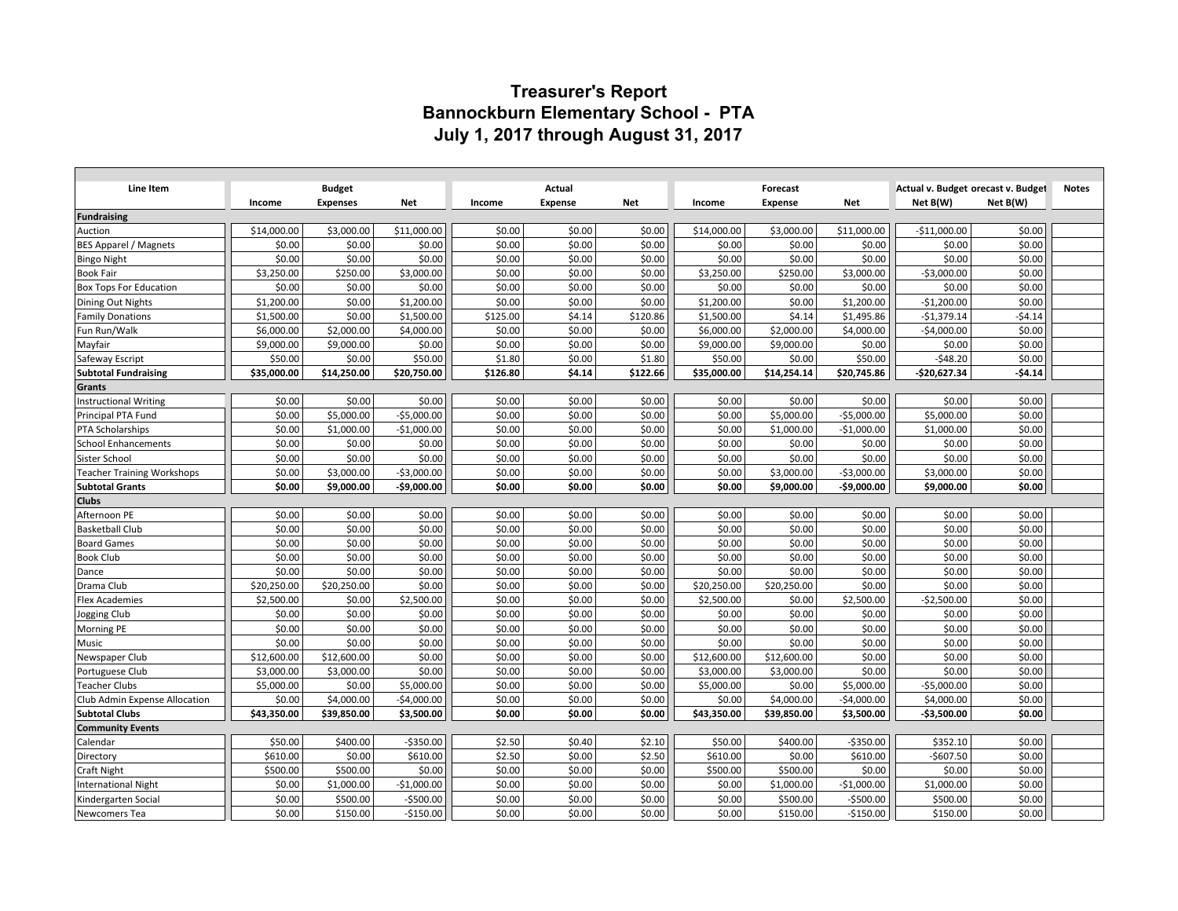# Treasurer's Report
## Bannockburn Elementary School - PTA
## July 1, 2017 through August 31, 2017

| Line Item | Budget | | | Actual | | | Forecast | | | Actual v. Budget | orecast v. Budget | Notes |
|---|---|---|---|---|---|---|---|---|---|---|---|---|
| | Income | Expenses | Net | Income | Expense | Net | Income | Expense | Net | Net B(W) | Net B(W) | |
| **Fundraising** | | | | | | | | | | | | |
| Auction | $14,000.00 | $3,000.00 | $11,000.00 | $0.00 | $0.00 | $0.00 | $14,000.00 | $3,000.00 | $11,000.00 | -$11,000.00 | $0.00 | |
| BES Apparel / Magnets | $0.00 | $0.00 | $0.00 | $0.00 | $0.00 | $0.00 | $0.00 | $0.00 | $0.00 | $0.00 | $0.00 | |
| Bingo Night | $0.00 | $0.00 | $0.00 | $0.00 | $0.00 | $0.00 | $0.00 | $0.00 | $0.00 | $0.00 | $0.00 | |
| Book Fair | $3,250.00 | $250.00 | $3,000.00 | $0.00 | $0.00 | $0.00 | $3,250.00 | $250.00 | $3,000.00 | -$3,000.00 | $0.00 | |
| Box Tops For Education | $0.00 | $0.00 | $0.00 | $0.00 | $0.00 | $0.00 | $0.00 | $0.00 | $0.00 | $0.00 | $0.00 | |
| Dining Out Nights | $1,200.00 | $0.00 | $1,200.00 | $0.00 | $0.00 | $0.00 | $1,200.00 | $0.00 | $1,200.00 | -$1,200.00 | $0.00 | |
| Family Donations | $1,500.00 | $0.00 | $1,500.00 | $125.00 | $4.14 | $120.86 | $1,500.00 | $4.14 | $1,495.86 | -$1,379.14 | -$4.14 | |
| Fun Run/Walk | $6,000.00 | $2,000.00 | $4,000.00 | $0.00 | $0.00 | $0.00 | $6,000.00 | $2,000.00 | $4,000.00 | -$4,000.00 | $0.00 | |
| Mayfair | $9,000.00 | $9,000.00 | $0.00 | $0.00 | $0.00 | $0.00 | $9,000.00 | $9,000.00 | $0.00 | $0.00 | $0.00 | |
| Safeway Escript | $50.00 | $0.00 | $50.00 | $1.80 | $0.00 | $1.80 | $50.00 | $0.00 | $50.00 | -$48.20 | $0.00 | |
| **Subtotal Fundraising** | **$35,000.00** | **$14,250.00** | **$20,750.00** | **$126.80** | **$4.14** | **$122.66** | **$35,000.00** | **$14,254.14** | **$20,745.86** | **-$20,627.34** | **-$4.14** | |
| **Grants** | | | | | | | | | | | | |
| Instructional Writing | $0.00 | $0.00 | $0.00 | $0.00 | $0.00 | $0.00 | $0.00 | $0.00 | $0.00 | $0.00 | $0.00 | |
| Principal PTA Fund | $0.00 | $5,000.00 | -$5,000.00 | $0.00 | $0.00 | $0.00 | $0.00 | $5,000.00 | -$5,000.00 | $5,000.00 | $0.00 | |
| PTA Scholarships | $0.00 | $1,000.00 | -$1,000.00 | $0.00 | $0.00 | $0.00 | $0.00 | $1,000.00 | -$1,000.00 | $1,000.00 | $0.00 | |
| School Enhancements | $0.00 | $0.00 | $0.00 | $0.00 | $0.00 | $0.00 | $0.00 | $0.00 | $0.00 | $0.00 | $0.00 | |
| Sister School | $0.00 | $0.00 | $0.00 | $0.00 | $0.00 | $0.00 | $0.00 | $0.00 | $0.00 | $0.00 | $0.00 | |
| Teacher Training Workshops | $0.00 | $3,000.00 | -$3,000.00 | $0.00 | $0.00 | $0.00 | $0.00 | $3,000.00 | -$3,000.00 | $3,000.00 | $0.00 | |
| **Subtotal Grants** | **$0.00** | **$9,000.00** | **-$9,000.00** | **$0.00** | **$0.00** | **$0.00** | **$0.00** | **$9,000.00** | **-$9,000.00** | **$9,000.00** | **$0.00** | |
| **Clubs** | | | | | | | | | | | | |
| Afternoon PE | $0.00 | $0.00 | $0.00 | $0.00 | $0.00 | $0.00 | $0.00 | $0.00 | $0.00 | $0.00 | $0.00 | |
| Basketball Club | $0.00 | $0.00 | $0.00 | $0.00 | $0.00 | $0.00 | $0.00 | $0.00 | $0.00 | $0.00 | $0.00 | |
| Board Games | $0.00 | $0.00 | $0.00 | $0.00 | $0.00 | $0.00 | $0.00 | $0.00 | $0.00 | $0.00 | $0.00 | |
| Book Club | $0.00 | $0.00 | $0.00 | $0.00 | $0.00 | $0.00 | $0.00 | $0.00 | $0.00 | $0.00 | $0.00 | |
| Dance | $0.00 | $0.00 | $0.00 | $0.00 | $0.00 | $0.00 | $0.00 | $0.00 | $0.00 | $0.00 | $0.00 | |
| Drama Club | $20,250.00 | $20,250.00 | $0.00 | $0.00 | $0.00 | $0.00 | $20,250.00 | $20,250.00 | $0.00 | $0.00 | $0.00 | |
| Flex Academies | $2,500.00 | $0.00 | $2,500.00 | $0.00 | $0.00 | $0.00 | $2,500.00 | $0.00 | $2,500.00 | -$2,500.00 | $0.00 | |
| Jogging Club | $0.00 | $0.00 | $0.00 | $0.00 | $0.00 | $0.00 | $0.00 | $0.00 | $0.00 | $0.00 | $0.00 | |
| Morning PE | $0.00 | $0.00 | $0.00 | $0.00 | $0.00 | $0.00 | $0.00 | $0.00 | $0.00 | $0.00 | $0.00 | |
| Music | $0.00 | $0.00 | $0.00 | $0.00 | $0.00 | $0.00 | $0.00 | $0.00 | $0.00 | $0.00 | $0.00 | |
| Newspaper Club | $12,600.00 | $12,600.00 | $0.00 | $0.00 | $0.00 | $0.00 | $12,600.00 | $12,600.00 | $0.00 | $0.00 | $0.00 | |
| Portuguese Club | $3,000.00 | $3,000.00 | $0.00 | $0.00 | $0.00 | $0.00 | $3,000.00 | $3,000.00 | $0.00 | $0.00 | $0.00 | |
| Teacher Clubs | $5,000.00 | $0.00 | $5,000.00 | $0.00 | $0.00 | $0.00 | $5,000.00 | $0.00 | $5,000.00 | -$5,000.00 | $0.00 | |
| Club Admin Expense Allocation | $0.00 | $4,000.00 | -$4,000.00 | $0.00 | $0.00 | $0.00 | $0.00 | $4,000.00 | -$4,000.00 | $4,000.00 | $0.00 | |
| **Subtotal Clubs** | **$43,350.00** | **$39,850.00** | **$3,500.00** | **$0.00** | **$0.00** | **$0.00** | **$43,350.00** | **$39,850.00** | **$3,500.00** | **-$3,500.00** | **$0.00** | |
| **Community Events** | | | | | | | | | | | | |
| Calendar | $50.00 | $400.00 | -$350.00 | $2.50 | $0.40 | $2.10 | $50.00 | $400.00 | -$350.00 | $352.10 | $0.00 | |
| Directory | $610.00 | $0.00 | $610.00 | $2.50 | $0.00 | $2.50 | $610.00 | $0.00 | $610.00 | -$607.50 | $0.00 | |
| Craft Night | $500.00 | $500.00 | $0.00 | $0.00 | $0.00 | $0.00 | $500.00 | $500.00 | $0.00 | $0.00 | $0.00 | |
| International Night | $0.00 | $1,000.00 | -$1,000.00 | $0.00 | $0.00 | $0.00 | $0.00 | $1,000.00 | -$1,000.00 | $1,000.00 | $0.00 | |
| Kindergarten Social | $0.00 | $500.00 | -$500.00 | $0.00 | $0.00 | $0.00 | $0.00 | $500.00 | -$500.00 | $500.00 | $0.00 | |
| Newcomers Tea | $0.00 | $150.00 | -$150.00 | $0.00 | $0.00 | $0.00 | $0.00 | $150.00 | -$150.00 | $150.00 | $0.00 | |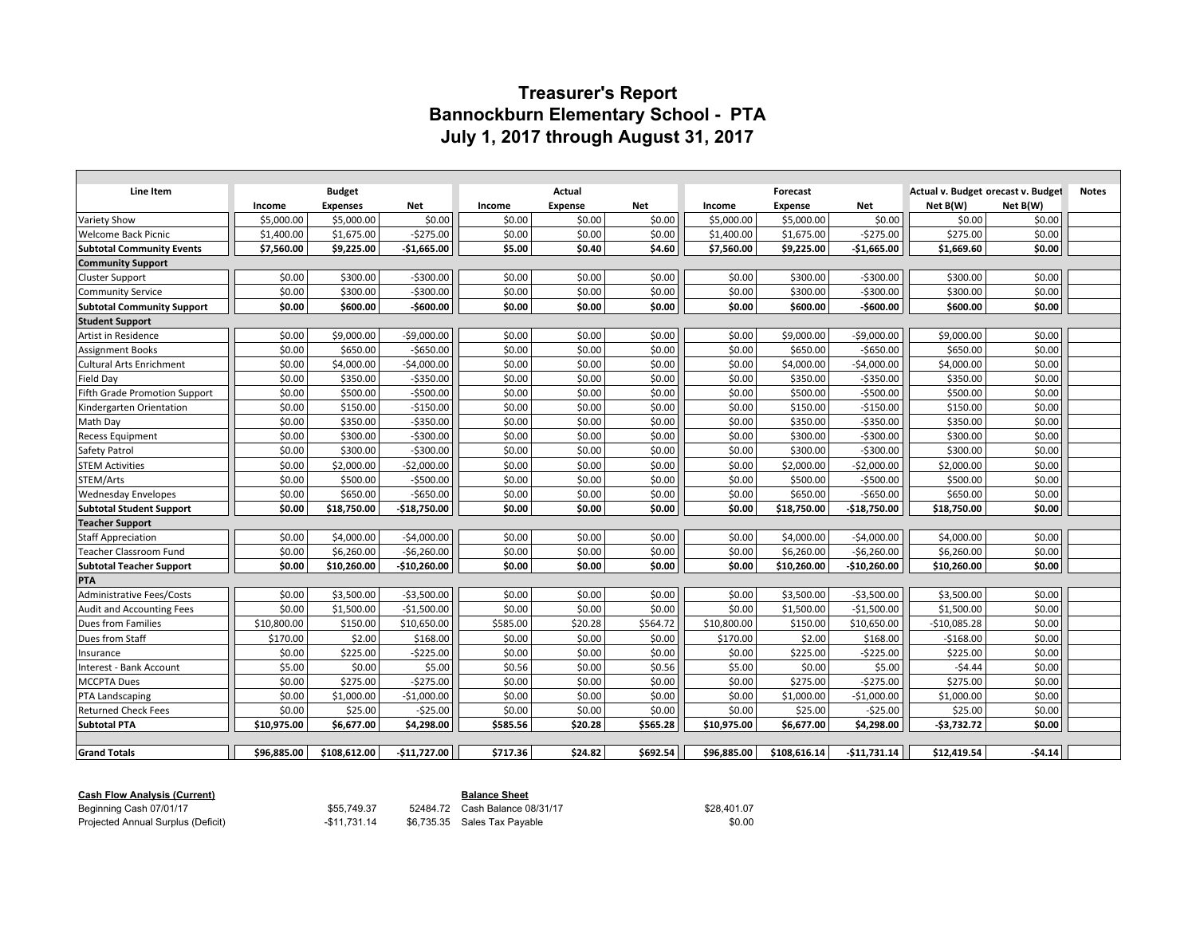# Treasurer's Report
# Bannockburn Elementary School - PTA
# July 1, 2017 through August 31, 2017

| Line Item | Budget | | | Actual | | | Forecast | | | Actual v. Budget | orecast v. Budget | Notes |
|---|---|---|---|---|---|---|---|---|---|---|---|---|
| | Income | Expenses | Net | Income | Expense | Net | Income | Expense | Net | Net B(W) | Net B(W) | |
| Variety Show | $5,000.00 | $5,000.00 | $0.00 | $0.00 | $0.00 | $0.00 | $5,000.00 | $5,000.00 | $0.00 | $0.00 | $0.00 | |
| Welcome Back Picnic | $1,400.00 | $1,675.00 | -$275.00 | $0.00 | $0.00 | $0.00 | $1,400.00 | $1,675.00 | -$275.00 | $275.00 | $0.00 | |
| **Subtotal Community Events** | **$7,560.00** | **$9,225.00** | **-$1,665.00** | **$5.00** | **$0.40** | **$4.60** | **$7,560.00** | **$9,225.00** | **-$1,665.00** | **$1,669.60** | **$0.00** | |
| **Community Support** | | | | | | | | | | | | |
| Cluster Support | $0.00 | $300.00 | -$300.00 | $0.00 | $0.00 | $0.00 | $0.00 | $300.00 | -$300.00 | $300.00 | $0.00 | |
| Community Service | $0.00 | $300.00 | -$300.00 | $0.00 | $0.00 | $0.00 | $0.00 | $300.00 | -$300.00 | $300.00 | $0.00 | |
| **Subtotal Community Support** | **$0.00** | **$600.00** | **-$600.00** | **$0.00** | **$0.00** | **$0.00** | **$0.00** | **$600.00** | **-$600.00** | **$600.00** | **$0.00** | |
| **Student Support** | | | | | | | | | | | | |
| Artist in Residence | $0.00 | $9,000.00 | -$9,000.00 | $0.00 | $0.00 | $0.00 | $0.00 | $9,000.00 | -$9,000.00 | $9,000.00 | $0.00 | |
| Assignment Books | $0.00 | $650.00 | -$650.00 | $0.00 | $0.00 | $0.00 | $0.00 | $650.00 | -$650.00 | $650.00 | $0.00 | |
| Cultural Arts Enrichment | $0.00 | $4,000.00 | -$4,000.00 | $0.00 | $0.00 | $0.00 | $0.00 | $4,000.00 | -$4,000.00 | $4,000.00 | $0.00 | |
| Field Day | $0.00 | $350.00 | -$350.00 | $0.00 | $0.00 | $0.00 | $0.00 | $350.00 | -$350.00 | $350.00 | $0.00 | |
| Fifth Grade Promotion Support | $0.00 | $500.00 | -$500.00 | $0.00 | $0.00 | $0.00 | $0.00 | $500.00 | -$500.00 | $500.00 | $0.00 | |
| Kindergarten Orientation | $0.00 | $150.00 | -$150.00 | $0.00 | $0.00 | $0.00 | $0.00 | $150.00 | -$150.00 | $150.00 | $0.00 | |
| Math Day | $0.00 | $350.00 | -$350.00 | $0.00 | $0.00 | $0.00 | $0.00 | $350.00 | -$350.00 | $350.00 | $0.00 | |
| Recess Equipment | $0.00 | $300.00 | -$300.00 | $0.00 | $0.00 | $0.00 | $0.00 | $300.00 | -$300.00 | $300.00 | $0.00 | |
| Safety Patrol | $0.00 | $300.00 | -$300.00 | $0.00 | $0.00 | $0.00 | $0.00 | $300.00 | -$300.00 | $300.00 | $0.00 | |
| STEM Activities | $0.00 | $2,000.00 | -$2,000.00 | $0.00 | $0.00 | $0.00 | $0.00 | $2,000.00 | -$2,000.00 | $2,000.00 | $0.00 | |
| STEM/Arts | $0.00 | $500.00 | -$500.00 | $0.00 | $0.00 | $0.00 | $0.00 | $500.00 | -$500.00 | $500.00 | $0.00 | |
| Wednesday Envelopes | $0.00 | $650.00 | -$650.00 | $0.00 | $0.00 | $0.00 | $0.00 | $650.00 | -$650.00 | $650.00 | $0.00 | |
| **Subtotal Student Support** | **$0.00** | **$18,750.00** | **-$18,750.00** | **$0.00** | **$0.00** | **$0.00** | **$0.00** | **$18,750.00** | **-$18,750.00** | **$18,750.00** | **$0.00** | |
| **Teacher Support** | | | | | | | | | | | | |
| Staff Appreciation | $0.00 | $4,000.00 | -$4,000.00 | $0.00 | $0.00 | $0.00 | $0.00 | $4,000.00 | -$4,000.00 | $4,000.00 | $0.00 | |
| Teacher Classroom Fund | $0.00 | $6,260.00 | -$6,260.00 | $0.00 | $0.00 | $0.00 | $0.00 | $6,260.00 | -$6,260.00 | $6,260.00 | $0.00 | |
| **Subtotal Teacher Support** | **$0.00** | **$10,260.00** | **-$10,260.00** | **$0.00** | **$0.00** | **$0.00** | **$0.00** | **$10,260.00** | **-$10,260.00** | **$10,260.00** | **$0.00** | |
| **PTA** | | | | | | | | | | | | |
| Administrative Fees/Costs | $0.00 | $3,500.00 | -$3,500.00 | $0.00 | $0.00 | $0.00 | $0.00 | $3,500.00 | -$3,500.00 | $3,500.00 | $0.00 | |
| Audit and Accounting Fees | $0.00 | $1,500.00 | -$1,500.00 | $0.00 | $0.00 | $0.00 | $0.00 | $1,500.00 | -$1,500.00 | $1,500.00 | $0.00 | |
| Dues from Families | $10,800.00 | $150.00 | $10,650.00 | $585.00 | $20.28 | $564.72 | $10,800.00 | $150.00 | $10,650.00 | -$10,085.28 | $0.00 | |
| Dues from Staff | $170.00 | $2.00 | $168.00 | $0.00 | $0.00 | $0.00 | $170.00 | $2.00 | $168.00 | -$168.00 | $0.00 | |
| Insurance | $0.00 | $225.00 | -$225.00 | $0.00 | $0.00 | $0.00 | $0.00 | $225.00 | -$225.00 | $225.00 | $0.00 | |
| Interest - Bank Account | $5.00 | $0.00 | $5.00 | $0.56 | $0.00 | $0.56 | $5.00 | $0.00 | $5.00 | -$4.44 | $0.00 | |
| MCCPTA Dues | $0.00 | $275.00 | -$275.00 | $0.00 | $0.00 | $0.00 | $0.00 | $275.00 | -$275.00 | $275.00 | $0.00 | |
| PTA Landscaping | $0.00 | $1,000.00 | -$1,000.00 | $0.00 | $0.00 | $0.00 | $0.00 | $1,000.00 | -$1,000.00 | $1,000.00 | $0.00 | |
| Returned Check Fees | $0.00 | $25.00 | -$25.00 | $0.00 | $0.00 | $0.00 | $0.00 | $25.00 | -$25.00 | $25.00 | $0.00 | |
| **Subtotal PTA** | **$10,975.00** | **$6,677.00** | **$4,298.00** | **$585.56** | **$20.28** | **$565.28** | **$10,975.00** | **$6,677.00** | **$4,298.00** | **-$3,732.72** | **$0.00** | |
| | | | | | | | | | | | | |
| **Grand Totals** | **$96,885.00** | **$108,612.00** | **-$11,727.00** | **$717.36** | **$24.82** | **$692.54** | **$96,885.00** | **$108,616.14** | **-$11,731.14** | **$12,419.54** | **-$4.14** | |

| **Cash Flow Analysis (Current)** | | | **Balance Sheet** | |
|---|---|---|---|---|
| Beginning Cash 07/01/17 | $55,749.37 | 52484.72 | Cash Balance 08/31/17 | $28,401.07 |
| Projected Annual Surplus (Deficit) | -$11,731.14 | $6,735.35 | Sales Tax Payable | $0.00 |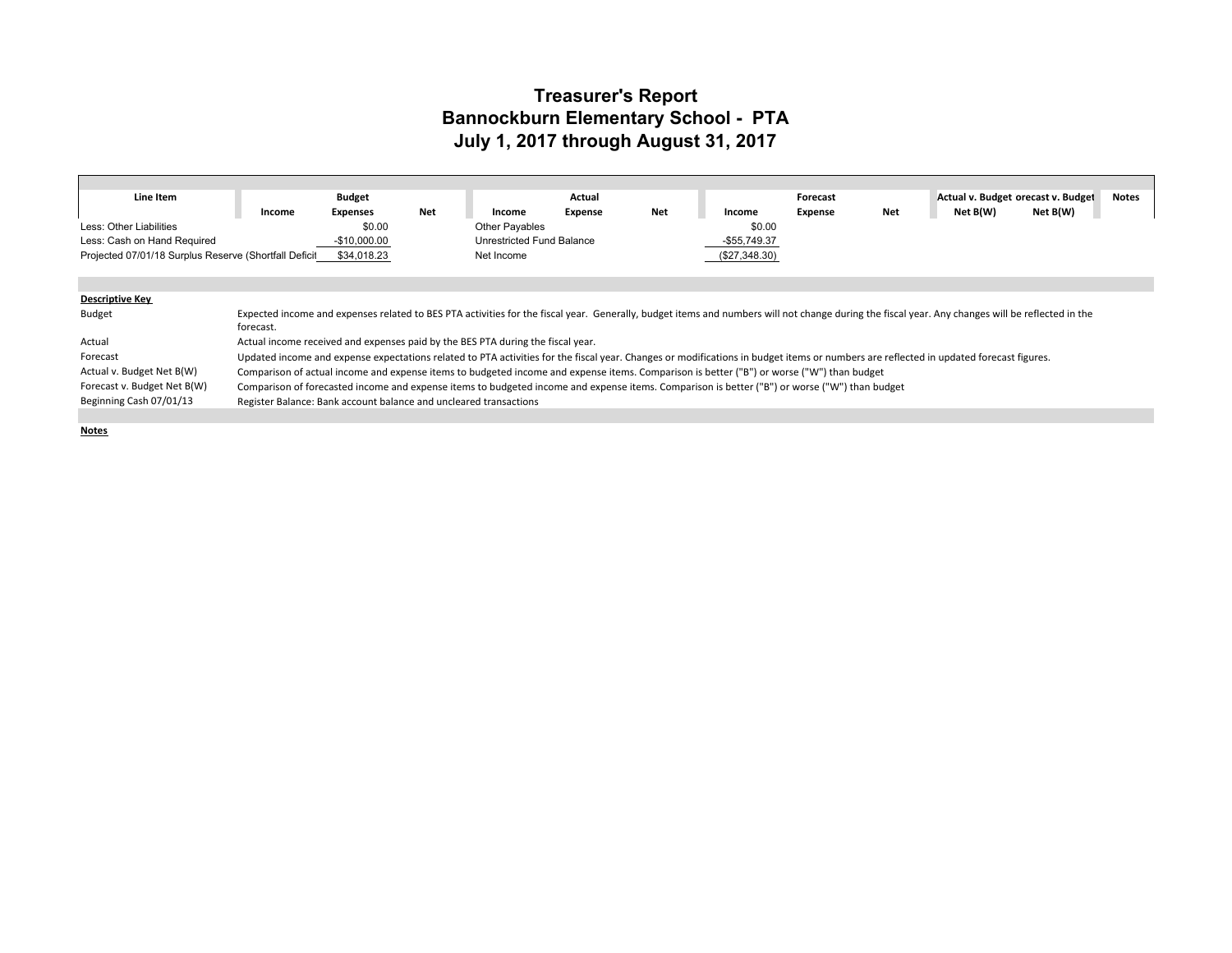# Treasurer's Report
# Bannockburn Elementary School - PTA
# July 1, 2017 through August 31, 2017

| Line Item | Budget | | | Actual | | | Forecast | | | Actual v. Budget | orecast v. Budget | Notes |
|---|---|---|---|---|---|---|---|---|---|---|---|---|
| | Income | Expenses | Net | Income | Expense | Net | Income | Expense | Net | Net B(W) | Net B(W) | |
| Less: Other Liabilities | | $0.00 | | Other Payables | | | $0.00 | | | | | |
| Less: Cash on Hand Required | | -$10,000.00 | | Unrestricted Fund Balance | | | -$55,749.37 | | | | | |
| Projected 07/01/18 Surplus Reserve (Shortfall Deficit | | $34,018.23 | | Net Income | | | ($27,348.30) | | | | | |

**Descriptive Key**

| | |
|---|---|
| Budget | Expected income and expenses related to BES PTA activities for the fiscal year. Generally, budget items and numbers will not change during the fiscal year. Any changes will be reflected in the forecast. |
| Actual | Actual income received and expenses paid by the BES PTA during the fiscal year. |
| Forecast | Updated income and expense expectations related to PTA activities for the fiscal year. Changes or modifications in budget items or numbers are reflected in updated forecast figures. |
| Actual v. Budget Net B(W) | Comparison of actual income and expense items to budgeted income and expense items. Comparison is better ("B") or worse ("W") than budget |
| Forecast v. Budget Net B(W) | Comparison of forecasted income and expense items to budgeted income and expense items. Comparison is better ("B") or worse ("W") than budget |
| Beginning Cash 07/01/13 | Register Balance: Bank account balance and uncleared transactions |

**Notes**